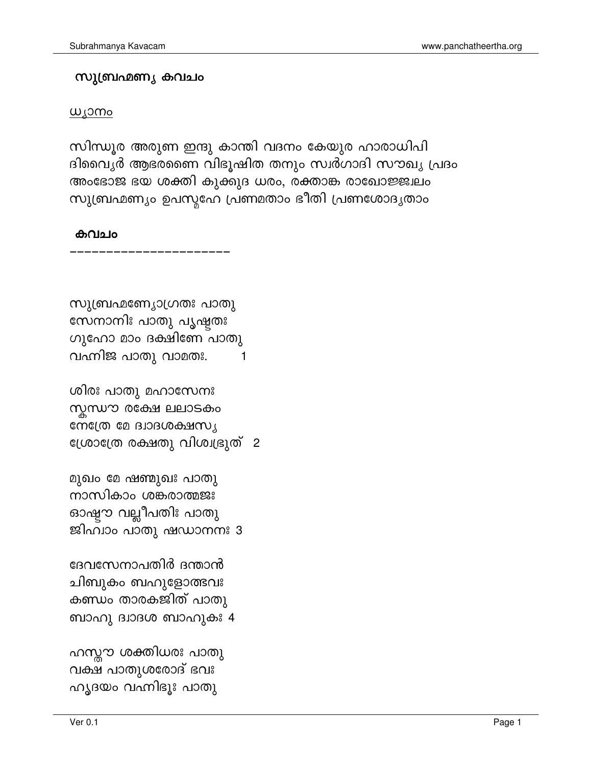# സുബ്രഹ്മണ്യ കവചം

ധ്യാനം

സിന്ധൂര അരുണ ഇന്ദു കാന്തി വദനം കേയൂര ഹാരാധിപി
ദിവ്യൈർ ആഭരണൈ വിഭൂഷിത തനും സ്വർഗാദി സൗഖ്യ പ്രദം
അംഭോജ ഭയ ശക്തി കുക്കുദ ധരം, രക്താങ്ക രാഖോജ്ജ്വലം
സുബ്രഹ്മണ്യം ഉപസ്മഹേ പ്രണമതാം ഭീതി പ്രണശോദ്യതാം

## കവചം

---------------------

സുബ്രഹ്മണ്യോഗ്രതഃ പാതു
സേനാനിഃ പാതു പൃഷ്ഠതഃ
ഗുഹോ മാം ദക്ഷിണേ പാതു
വഹ്നിജ പാതു വാമതഃ. 1

ശിരഃ പാതു മഹാസേനഃ
സ്കന്ധൗ രക്ഷേ ലലാടകം
നേത്രേ മേ ദ്വാദശക്ഷസ്യ
ശ്രോത്രേ രക്ഷതു വിശ്വഭൃത് 2

മുഖം മേ ഷണ്മുഖഃ പാതു
നാസികാം ശങ്കരാത്മജഃ
ഓഷ്ഠൗ വല്ലീപതിഃ പാതു
ജിഹ്വാം പാതു ഷഡാനനഃ 3

ദേവസേനാപതിർ ദന്താൻ
ചിബുകം ബഹുളോത്ഭവഃ
കണ്ഠം താരകജിത് പാതു
ബാഹു ദ്വാദശ ബാഹുകഃ 4

ഹസ്തൗ ശക്തിധരഃ പാതു
വക്ഷ പാതുശരോദ് ഭവഃ
ഹൃദയം വഹ്നിഭൂഃ പാതു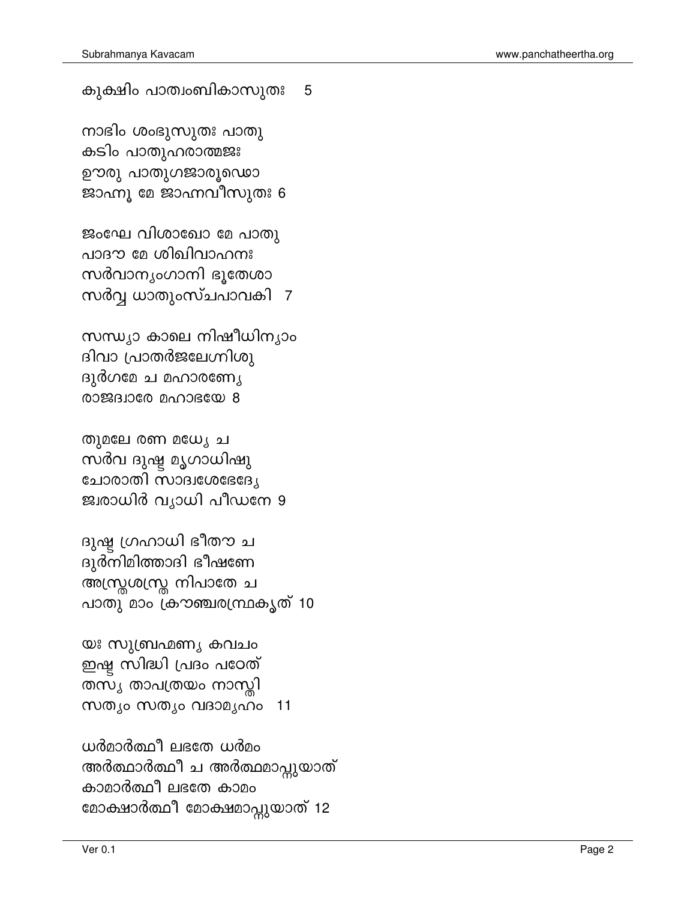കുക്ഷിം പാത്വംബികാസുതഃ   5

നാഭിം ശംഭുസുതഃ പാതു
കടിം പാതുഹരാത്മജഃ
ഊരു പാതുഗജാരൂഢൊ
ജാഹ്നൂ മേ ജാഹ്നവീസുതഃ 6

ജംഘേ വിശാഖോ മേ പാതു
പാദൗ മേ ശിഖിവാഹനഃ
സർവാന്യംഗാനി ഭൂതേശാ
സർവ്വ ധാതുംസ്ചപാവകി  7

സന്ധ്യാ കാലെ നിഷീധിന്യാം
ദിവാ പ്രാതർജലേഗ്നിശു
ദുർഗമേ ച മഹാരണ്യേ
രാജദ്വാരേ മഹാഭയേ 8

തുമലേ രണ മധ്യേ ച
സർവ ദുഷ്ട മൃഗാധിഷു
ചോരാതി സാദ്വശേഭേദ്യേ
ജ്വരാധിർ വ്യാധി പീഡനേ 9

ദുഷ്ട ഗ്രഹാധി ഭീതൗ ച
ദുർനിമിത്താദി ഭീഷണേ
അസ്ത്രശസ്ത്ര നിപാതേ ച
പാതു മാം ക്രൗഞ്ചരന്ധ്രകൃത് 10

യഃ സുബ്രഹ്മണ്യ കവചം
ഇഷ്ട സിദ്ധി പ്രദം പഠേത്
തസ്യ താപത്രയം നാസ്തി
സത്യം സത്യം വദാമ്യഹം  11

ധർമാർത്ഥീ ലഭതേ ധർമം
അർത്ഥാർത്ഥീ ച അർത്ഥമാപ്നുയാത്
കാമാർത്ഥീ ലഭതേ കാമം
മോക്ഷാർത്ഥീ മോക്ഷമാപ്നുയാത് 12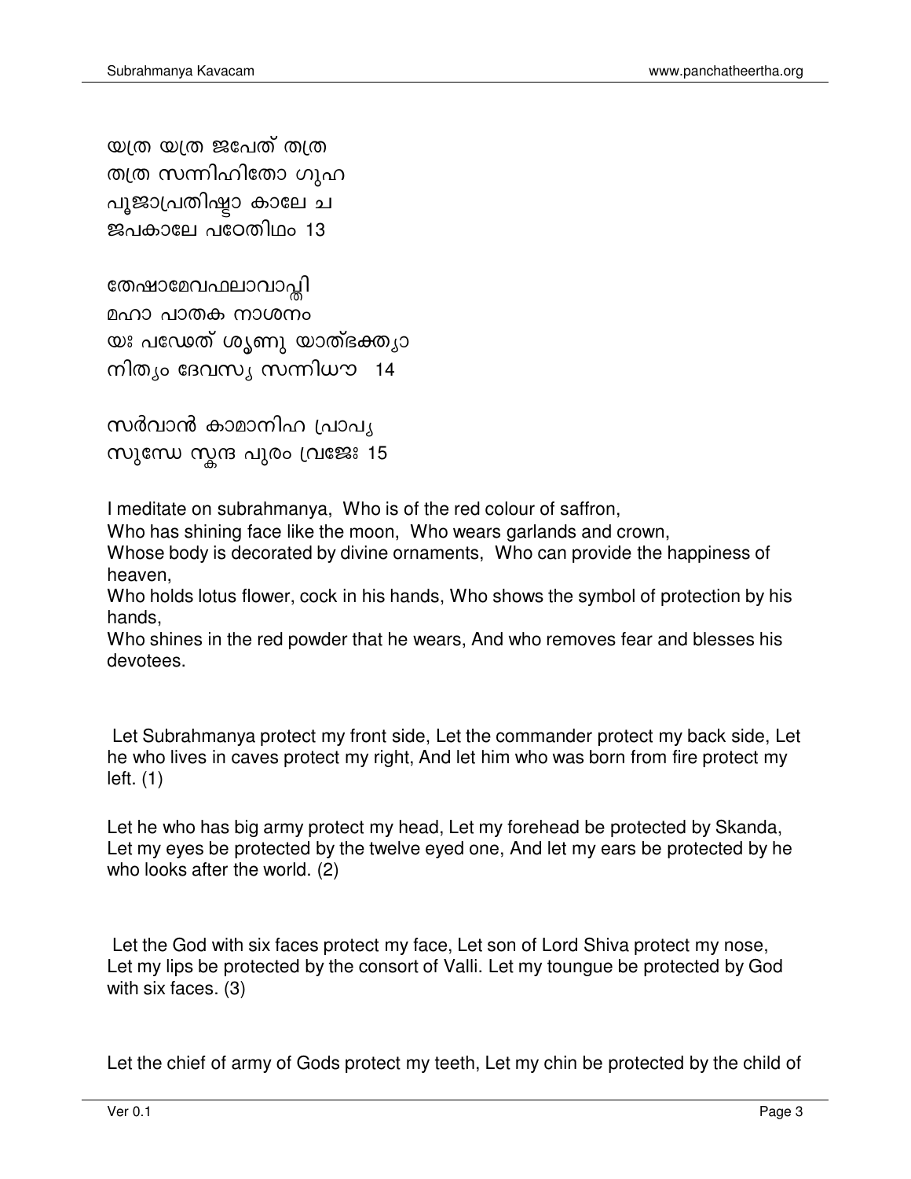യത്ര യത്ര ജപേത് തത്ര
തത്ര സന്നിഹിതോ ഗുഹ
പൂജാപ്രതിഷ്ഠാ കാലേ ച
ജപകാലേ പഠേതിഥം 13

തേഷാമേവഫലാവാപ്തി
മഹാ പാതക നാശനം
യഃ പഢേത് ശൃണു യാത്ഭക്ത്യാ
നിത്യം ദേവസ്യ സന്നിധൗ 14

സർവാൻ കാമാനിഹ പ്രാപ്യ
സുഢേ സ്കന്ദ പുരം വ്രജേഃ 15

I meditate on subrahmanya, Who is of the red colour of saffron,
Who has shining face like the moon, Who wears garlands and crown,
Whose body is decorated by divine ornaments, Who can provide the happiness of heaven,
Who holds lotus flower, cock in his hands, Who shows the symbol of protection by his hands,
Who shines in the red powder that he wears, And who removes fear and blesses his devotees.

Let Subrahmanya protect my front side, Let the commander protect my back side, Let he who lives in caves protect my right, And let him who was born from fire protect my left. (1)

Let he who has big army protect my head, Let my forehead be protected by Skanda, Let my eyes be protected by the twelve eyed one, And let my ears be protected by he who looks after the world. (2)

Let the God with six faces protect my face, Let son of Lord Shiva protect my nose, Let my lips be protected by the consort of Valli. Let my toungue be protected by God with six faces. (3)

Let the chief of army of Gods protect my teeth, Let my chin be protected by the child of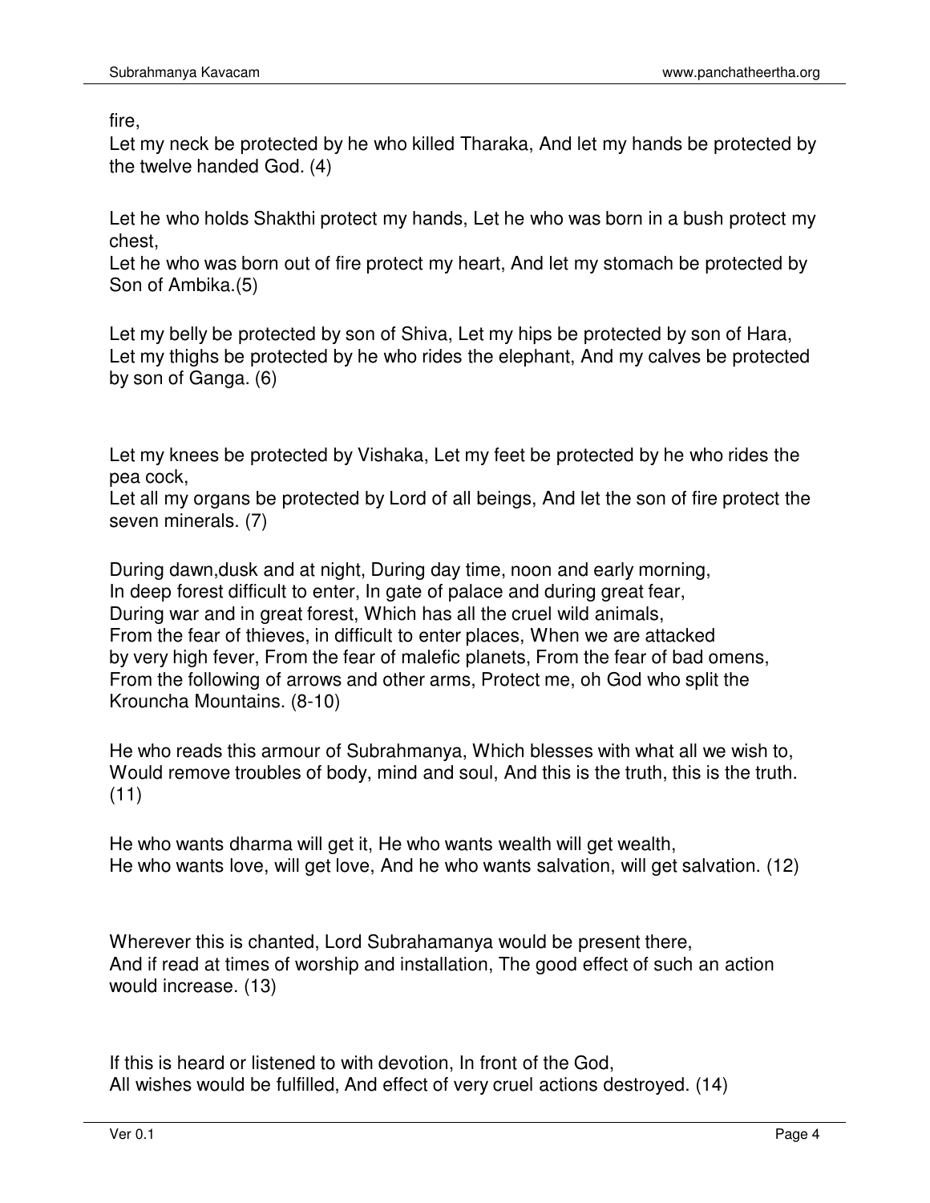fire,
Let my neck be protected by he who killed Tharaka, And let my hands be protected by the twelve handed God. (4)

Let he who holds Shakthi protect my hands, Let he who was born in a bush protect my chest,
Let he who was born out of fire protect my heart, And let my stomach be protected by Son of Ambika.(5)

Let my belly be protected by son of Shiva, Let my hips be protected by son of Hara,
Let my thighs be protected by he who rides the elephant, And my calves be protected by son of Ganga. (6)

Let my knees be protected by Vishaka, Let my feet be protected by he who rides the pea cock,
Let all my organs be protected by Lord of all beings, And let the son of fire protect the seven minerals. (7)

During dawn,dusk and at night, During day time, noon and early morning,
In deep forest difficult to enter, In gate of palace and during great fear,
During war and in great forest, Which has all the cruel wild animals,
From the fear of thieves, in difficult to enter places, When we are attacked by very high fever, From the fear of malefic planets, From the fear of bad omens,
From the following of arrows and other arms, Protect me, oh God who split the Krouncha Mountains. (8-10)

He who reads this armour of Subrahmanya, Which blesses with what all we wish to,
Would remove troubles of body, mind and soul, And this is the truth, this is the truth. (11)

He who wants dharma will get it, He who wants wealth will get wealth,
He who wants love, will get love, And he who wants salvation, will get salvation. (12)

Wherever this is chanted, Lord Subrahamanya would be present there,
And if read at times of worship and installation, The good effect of such an action would increase. (13)

If this is heard or listened to with devotion, In front of the God,
All wishes would be fulfilled, And effect of very cruel actions destroyed. (14)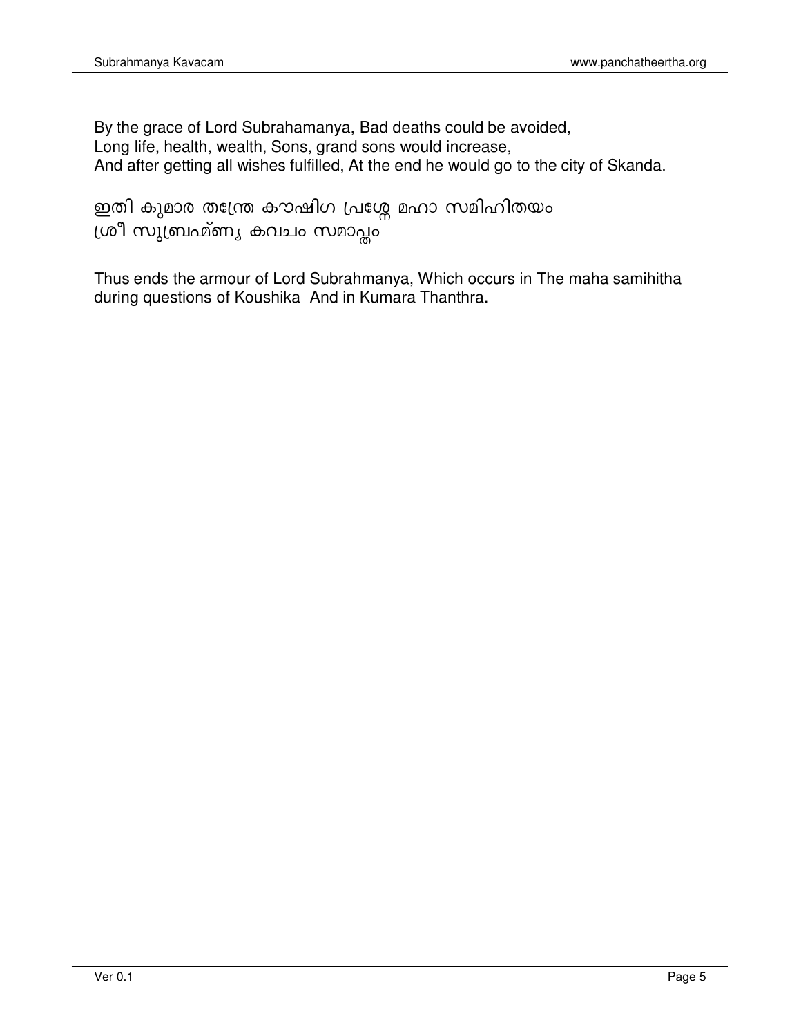By the grace of Lord Subrahamanya, Bad deaths could be avoided,
Long life, health, wealth, Sons, grand sons would increase,
And after getting all wishes fulfilled, At the end he would go to the city of Skanda.

ഇതി കുമാര തന്ത്രേ കൗഷിഗ പ്രശ്നേ മഹാ സമിഹിതയം
ശ്രീ സുബ്രഹ്മണ്യ കവചം സമാപ്തം

Thus ends the armour of Lord Subrahmanya, Which occurs in The maha samihitha during questions of Koushika And in Kumara Thanthra.